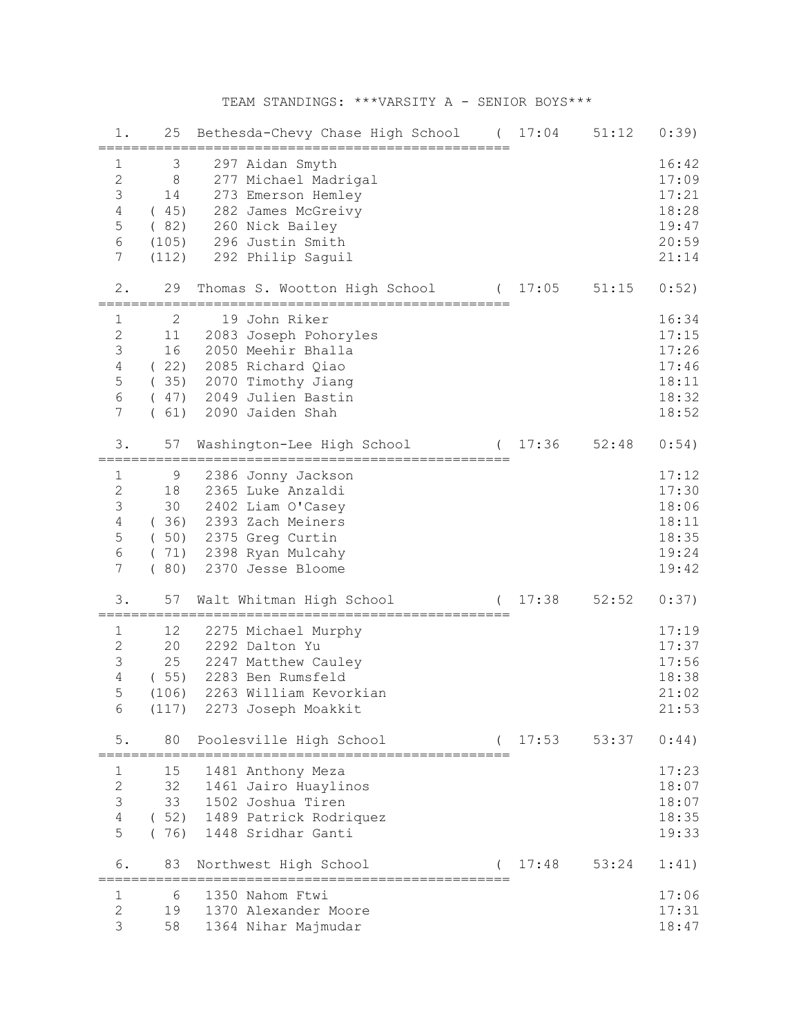# TEAM STANDINGS: ***VARSITY A - SENIOR BOYS***

## 1. 25 Bethesda-Chevy Chase High School ( 17:04 51:12 0:39)

| # | Place | Runner | Time |
|---|---|---|---|
| 1 | 3 | 297 Aidan Smyth | 16:42 |
| 2 | 8 | 277 Michael Madrigal | 17:09 |
| 3 | 14 | 273 Emerson Hemley | 17:21 |
| 4 | ( 45) | 282 James McGreivy | 18:28 |
| 5 | ( 82) | 260 Nick Bailey | 19:47 |
| 6 | (105) | 296 Justin Smith | 20:59 |
| 7 | (112) | 292 Philip Saguil | 21:14 |

## 2. 29 Thomas S. Wootton High School ( 17:05 51:15 0:52)

| # | Place | Runner | Time |
|---|---|---|---|
| 1 | 2 | 19 John Riker | 16:34 |
| 2 | 11 | 2083 Joseph Pohoryles | 17:15 |
| 3 | 16 | 2050 Meehir Bhalla | 17:26 |
| 4 | ( 22) | 2085 Richard Qiao | 17:46 |
| 5 | ( 35) | 2070 Timothy Jiang | 18:11 |
| 6 | ( 47) | 2049 Julien Bastin | 18:32 |
| 7 | ( 61) | 2090 Jaiden Shah | 18:52 |

## 3. 57 Washington-Lee High School ( 17:36 52:48 0:54)

| # | Place | Runner | Time |
|---|---|---|---|
| 1 | 9 | 2386 Jonny Jackson | 17:12 |
| 2 | 18 | 2365 Luke Anzaldi | 17:30 |
| 3 | 30 | 2402 Liam O'Casey | 18:06 |
| 4 | ( 36) | 2393 Zach Meiners | 18:11 |
| 5 | ( 50) | 2375 Greg Curtin | 18:35 |
| 6 | ( 71) | 2398 Ryan Mulcahy | 19:24 |
| 7 | ( 80) | 2370 Jesse Bloome | 19:42 |

## 3. 57 Walt Whitman High School ( 17:38 52:52 0:37)

| # | Place | Runner | Time |
|---|---|---|---|
| 1 | 12 | 2275 Michael Murphy | 17:19 |
| 2 | 20 | 2292 Dalton Yu | 17:37 |
| 3 | 25 | 2247 Matthew Cauley | 17:56 |
| 4 | ( 55) | 2283 Ben Rumsfeld | 18:38 |
| 5 | (106) | 2263 William Kevorkian | 21:02 |
| 6 | (117) | 2273 Joseph Moakkit | 21:53 |

## 5. 80 Poolesville High School ( 17:53 53:37 0:44)

| # | Place | Runner | Time |
|---|---|---|---|
| 1 | 15 | 1481 Anthony Meza | 17:23 |
| 2 | 32 | 1461 Jairo Huaylinos | 18:07 |
| 3 | 33 | 1502 Joshua Tiren | 18:07 |
| 4 | ( 52) | 1489 Patrick Rodriquez | 18:35 |
| 5 | ( 76) | 1448 Sridhar Ganti | 19:33 |

## 6. 83 Northwest High School ( 17:48 53:24 1:41)

| # | Place | Runner | Time |
|---|---|---|---|
| 1 | 6 | 1350 Nahom Ftwi | 17:06 |
| 2 | 19 | 1370 Alexander Moore | 17:31 |
| 3 | 58 | 1364 Nihar Majmudar | 18:47 |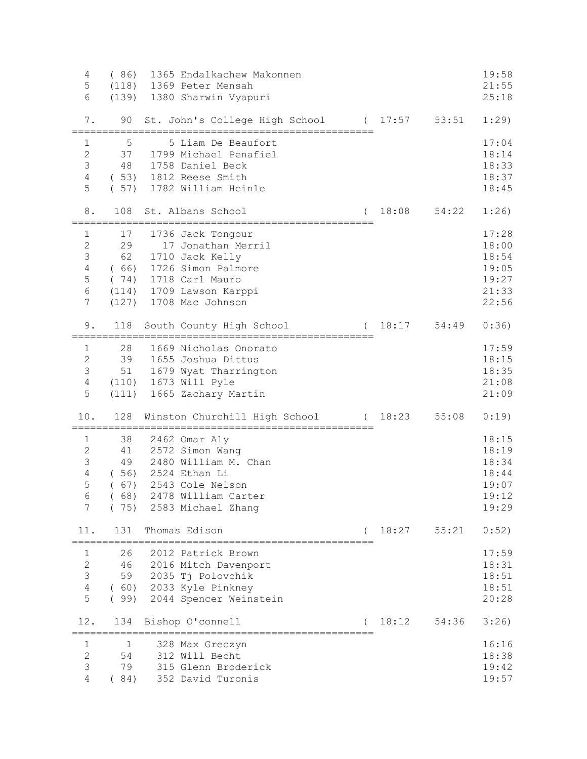```
  4   ( 86)  1365 Endalkachew Makonnen                               19:58
  5   (118)  1369 Peter Mensah                                       21:55
  6   (139)  1380 Sharwin Vyapuri                                    25:18

  7.    90  St. John's College High School      ( 17:57    53:51    1:29)
====================================================
  1     5     5 Liam De Beaufort                                     17:04
  2    37  1799 Michael Penafiel                                     18:14
  3    48  1758 Daniel Beck                                          18:33
  4   ( 53)  1812 Reese Smith                                        18:37
  5   ( 57)  1782 William Heinle                                     18:45

  8.   108  St. Albans School                   ( 18:08    54:22    1:26)
====================================================
  1    17  1736 Jack Tongour                                         17:28
  2    29    17 Jonathan Merril                                      18:00
  3    62  1710 Jack Kelly                                           18:54
  4   ( 66)  1726 Simon Palmore                                      19:05
  5   ( 74)  1718 Carl Mauro                                         19:27
  6   (114)  1709 Lawson Karppi                                      21:33
  7   (127)  1708 Mac Johnson                                        22:56

  9.   118  South County High School            ( 18:17    54:49    0:36)
====================================================
  1    28  1669 Nicholas Onorato                                     17:59
  2    39  1655 Joshua Dittus                                        18:15
  3    51  1679 Wyat Tharrington                                     18:35
  4   (110)  1673 Will Pyle                                          21:08
  5   (111)  1665 Zachary Martin                                     21:09

 10.   128  Winston Churchill High School       ( 18:23    55:08    0:19)
====================================================
  1    38  2462 Omar Aly                                             18:15
  2    41  2572 Simon Wang                                           18:19
  3    49  2480 William M. Chan                                      18:34
  4   ( 56)  2524 Ethan Li                                           18:44
  5   ( 67)  2543 Cole Nelson                                        19:07
  6   ( 68)  2478 William Carter                                     19:12
  7   ( 75)  2583 Michael Zhang                                      19:29

 11.   131  Thomas Edison                       ( 18:27    55:21    0:52)
====================================================
  1    26  2012 Patrick Brown                                        17:59
  2    46  2016 Mitch Davenport                                      18:31
  3    59  2035 Tj Polovchik                                         18:51
  4   ( 60)  2033 Kyle Pinkney                                       18:51
  5   ( 99)  2044 Spencer Weinstein                                  20:28

 12.   134  Bishop O'connell                    ( 18:12    54:36    3:26)
====================================================
  1     1   328 Max Greczyn                                          16:16
  2    54   312 Will Becht                                           18:38
  3    79   315 Glenn Broderick                                      19:42
  4   ( 84)   352 David Turonis                                      19:57
```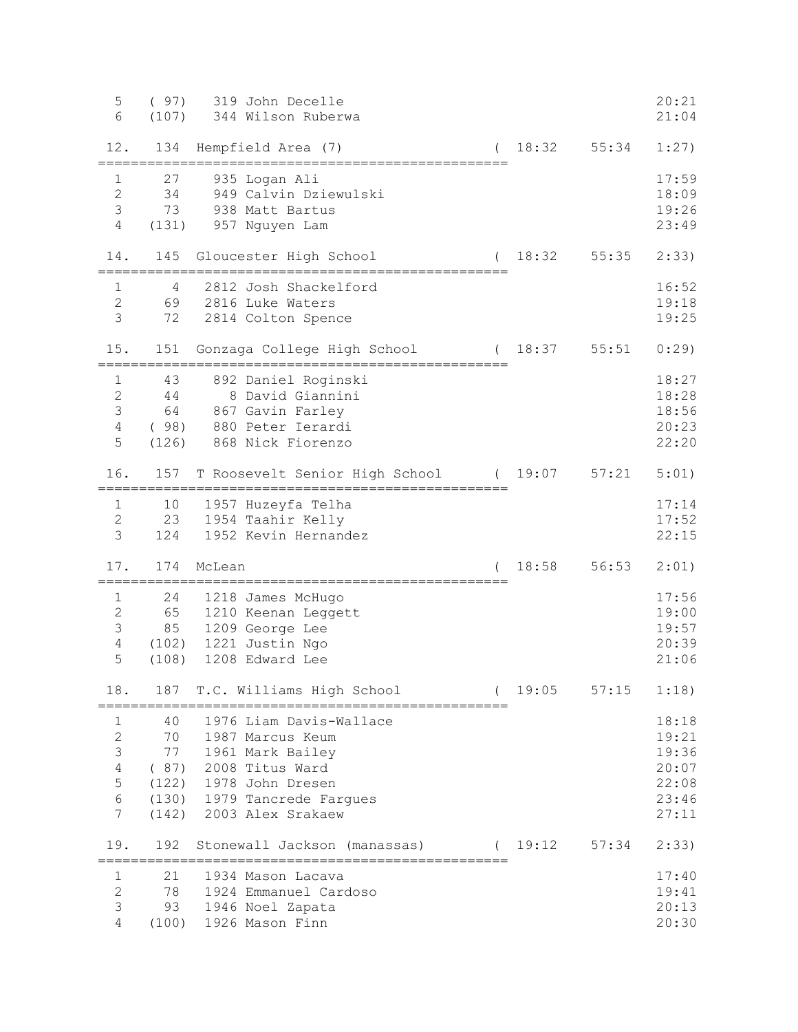```
  5   ( 97)   319 John Decelle                                            20:21
  6   (107)   344 Wilson Ruberwa                                          21:04

 12.    134  Hempfield Area (7)                   (  18:32    55:34    1:27)
====================================================
  1     27    935 Logan Ali                                               17:59
  2     34    949 Calvin Dziewulski                                       18:09
  3     73    938 Matt Bartus                                             19:26
  4   (131)   957 Nguyen Lam                                              23:49

 14.    145  Gloucester High School               (  18:32    55:35    2:33)
====================================================
  1      4   2812 Josh Shackelford                                        16:52
  2     69   2816 Luke Waters                                             19:18
  3     72   2814 Colton Spence                                           19:25

 15.    151  Gonzaga College High School          (  18:37    55:51    0:29)
====================================================
  1     43    892 Daniel Roginski                                         18:27
  2     44      8 David Giannini                                          18:28
  3     64    867 Gavin Farley                                            18:56
  4   ( 98)   880 Peter Ierardi                                           20:23
  5   (126)   868 Nick Fiorenzo                                           22:20

 16.    157  T Roosevelt Senior High School       (  19:07    57:21    5:01)
====================================================
  1     10   1957 Huzeyfa Telha                                           17:14
  2     23   1954 Taahir Kelly                                            17:52
  3    124   1952 Kevin Hernandez                                         22:15

 17.    174  McLean                               (  18:58    56:53    2:01)
====================================================
  1     24   1218 James McHugo                                            17:56
  2     65   1210 Keenan Leggett                                          19:00
  3     85   1209 George Lee                                              19:57
  4   (102)  1221 Justin Ngo                                              20:39
  5   (108)  1208 Edward Lee                                              21:06

 18.    187  T.C. Williams High School            (  19:05    57:15    1:18)
====================================================
  1     40   1976 Liam Davis-Wallace                                      18:18
  2     70   1987 Marcus Keum                                             19:21
  3     77   1961 Mark Bailey                                             19:36
  4   ( 87)  2008 Titus Ward                                              20:07
  5   (122)  1978 John Dresen                                             22:08
  6   (130)  1979 Tancrede Fargues                                        23:46
  7   (142)  2003 Alex Srakaew                                            27:11

 19.    192  Stonewall Jackson (manassas)         (  19:12    57:34    2:33)
====================================================
  1     21   1934 Mason Lacava                                            17:40
  2     78   1924 Emmanuel Cardoso                                        19:41
  3     93   1946 Noel Zapata                                             20:13
  4   (100)  1926 Mason Finn                                              20:30
```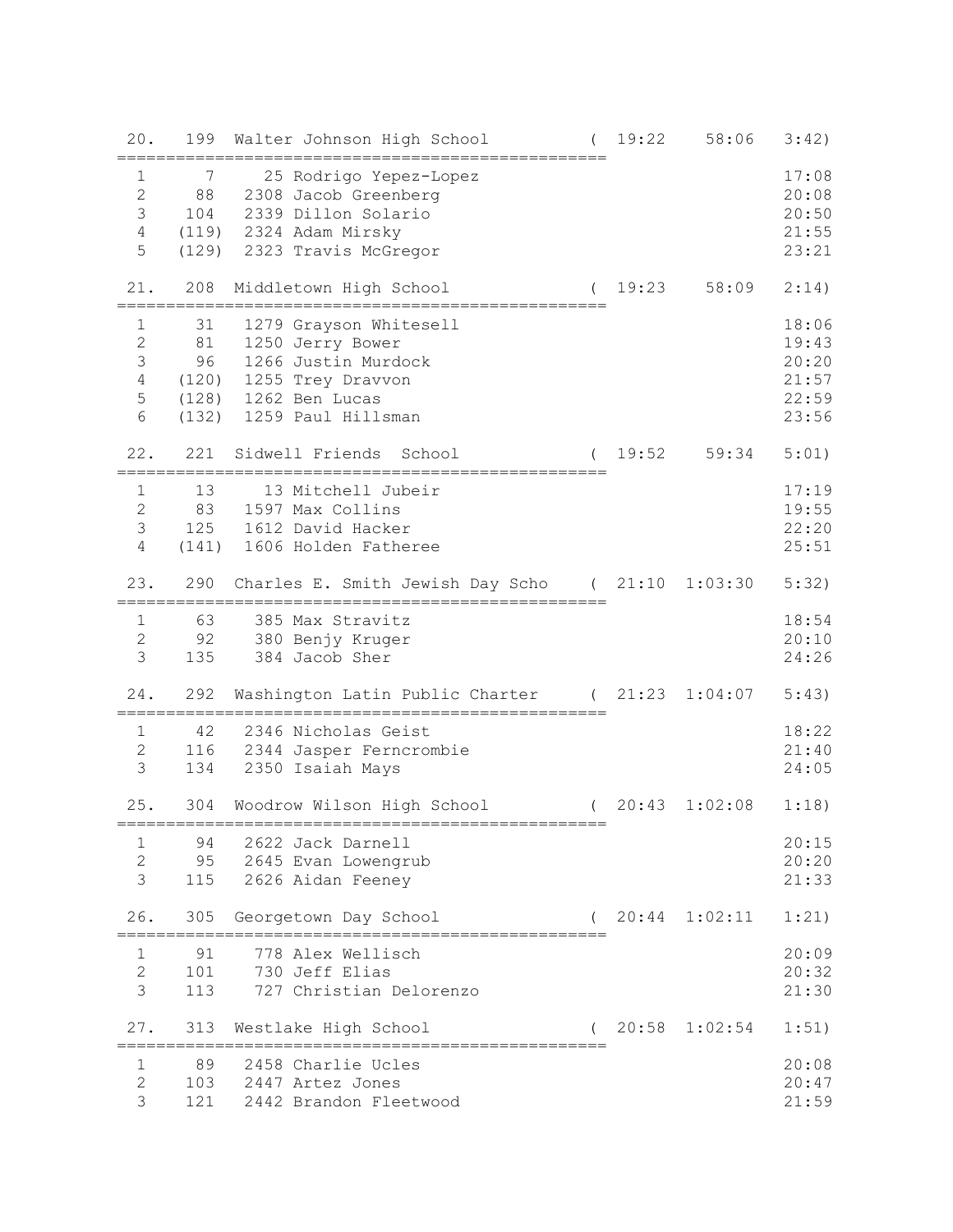```
 20.   199  Walter Johnson High School          (  19:22    58:06   3:42)
===================================================
  1      7     25 Rodrigo Yepez-Lopez                              17:08
  2     88   2308 Jacob Greenberg                                  20:08
  3    104   2339 Dillon Solario                                   20:50
  4   (119)  2324 Adam Mirsky                                      21:55
  5   (129)  2323 Travis McGregor                                  23:21

 21.   208  Middletown High School              (  19:23    58:09   2:14)
===================================================
  1     31   1279 Grayson Whitesell                                18:06
  2     81   1250 Jerry Bower                                      19:43
  3     96   1266 Justin Murdock                                   20:20
  4   (120)  1255 Trey Dravvon                                     21:57
  5   (128)  1262 Ben Lucas                                        22:59
  6   (132)  1259 Paul Hillsman                                    23:56

 22.   221  Sidwell Friends  School             (  19:52    59:34   5:01)
===================================================
  1     13     13 Mitchell Jubeir                                  17:19
  2     83   1597 Max Collins                                      19:55
  3    125   1612 David Hacker                                     22:20
  4   (141)  1606 Holden Fatheree                                  25:51

 23.   290  Charles E. Smith Jewish Day Scho    (  21:10  1:03:30   5:32)
===================================================
  1     63    385 Max Stravitz                                     18:54
  2     92    380 Benjy Kruger                                     20:10
  3    135    384 Jacob Sher                                       24:26

 24.   292  Washington Latin Public Charter     (  21:23  1:04:07   5:43)
===================================================
  1     42   2346 Nicholas Geist                                   18:22
  2    116   2344 Jasper Ferncrombie                               21:40
  3    134   2350 Isaiah Mays                                      24:05

 25.   304  Woodrow Wilson High School          (  20:43  1:02:08   1:18)
===================================================
  1     94   2622 Jack Darnell                                     20:15
  2     95   2645 Evan Lowengrub                                   20:20
  3    115   2626 Aidan Feeney                                     21:33

 26.   305  Georgetown Day School               (  20:44  1:02:11   1:21)
===================================================
  1     91    778 Alex Wellisch                                    20:09
  2    101    730 Jeff Elias                                       20:32
  3    113    727 Christian Delorenzo                              21:30

 27.   313  Westlake High School                (  20:58  1:02:54   1:51)
===================================================
  1     89   2458 Charlie Ucles                                    20:08
  2    103   2447 Artez Jones                                      20:47
  3    121   2442 Brandon Fleetwood                                21:59
```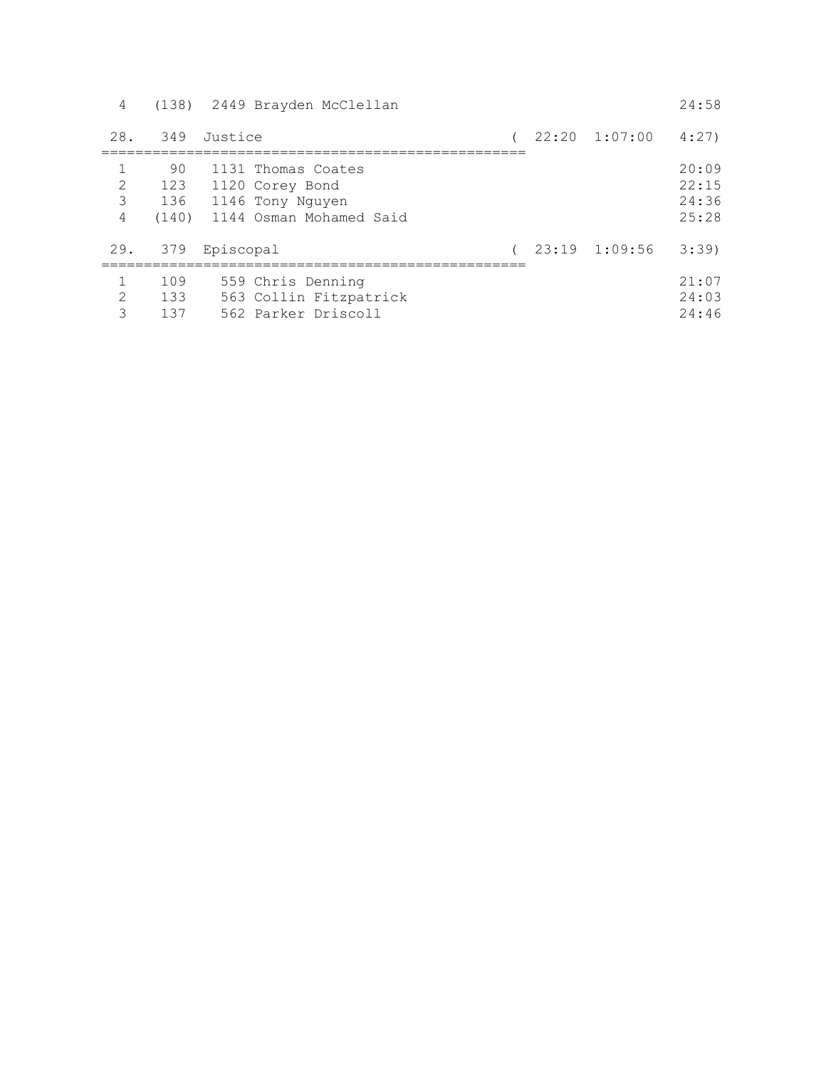```
  4   (138)  2449 Brayden McClellan                                   24:58

 28.    349  Justice                           (  22:20  1:07:00   4:27)
=====================================================
  1     90   1131 Thomas Coates                                       20:09
  2    123   1120 Corey Bond                                          22:15
  3    136   1146 Tony Nguyen                                         24:36
  4   (140)  1144 Osman Mohamed Said                                  25:28

 29.    379  Episcopal                         (  23:19  1:09:56   3:39)
=====================================================
  1    109    559 Chris Denning                                       21:07
  2    133    563 Collin Fitzpatrick                                  24:03
  3    137    562 Parker Driscoll                                     24:46
```